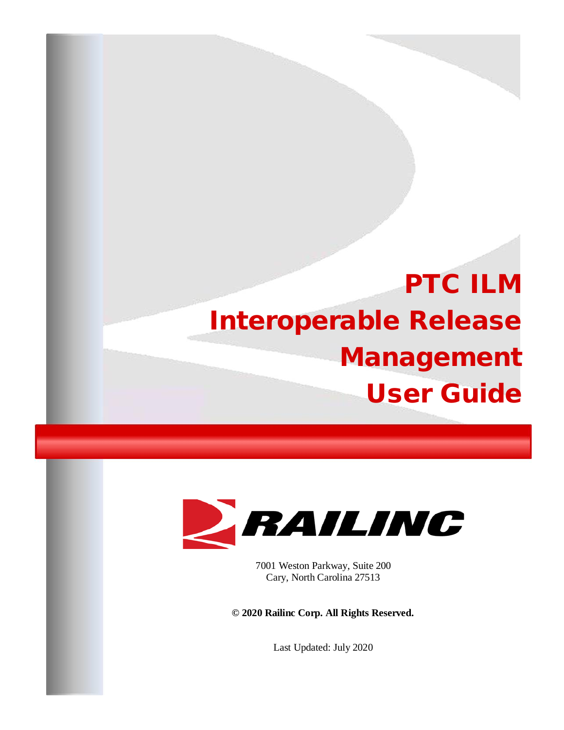# PTC ILM Interoperable Release Management User Guide

RAILINC

7001 Weston Parkway, Suite 200
Cary, North Carolina 27513

**© 2020 Railinc Corp. All Rights Reserved.**

Last Updated: July 2020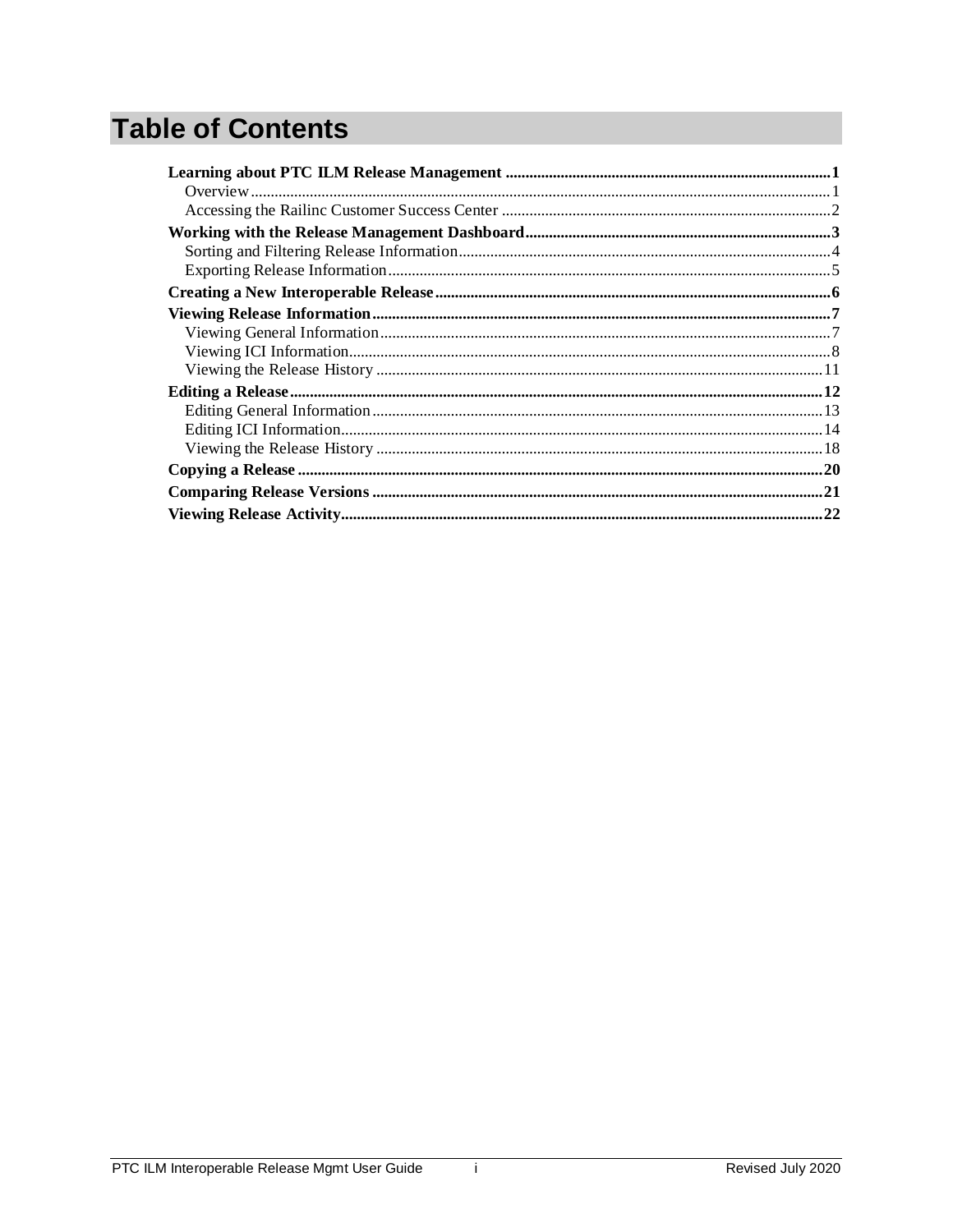# Table of Contents

**Learning about PTC ILM Release Management .......... 1**
- Overview .......... 1
- Accessing the Railinc Customer Success Center .......... 2

**Working with the Release Management Dashboard .......... 3**
- Sorting and Filtering Release Information .......... 4
- Exporting Release Information .......... 5

**Creating a New Interoperable Release .......... 6**

**Viewing Release Information .......... 7**
- Viewing General Information .......... 7
- Viewing ICI Information .......... 8
- Viewing the Release History .......... 11

**Editing a Release .......... 12**
- Editing General Information .......... 13
- Editing ICI Information .......... 14
- Viewing the Release History .......... 18

**Copying a Release .......... 20**

**Comparing Release Versions .......... 21**

**Viewing Release Activity .......... 22**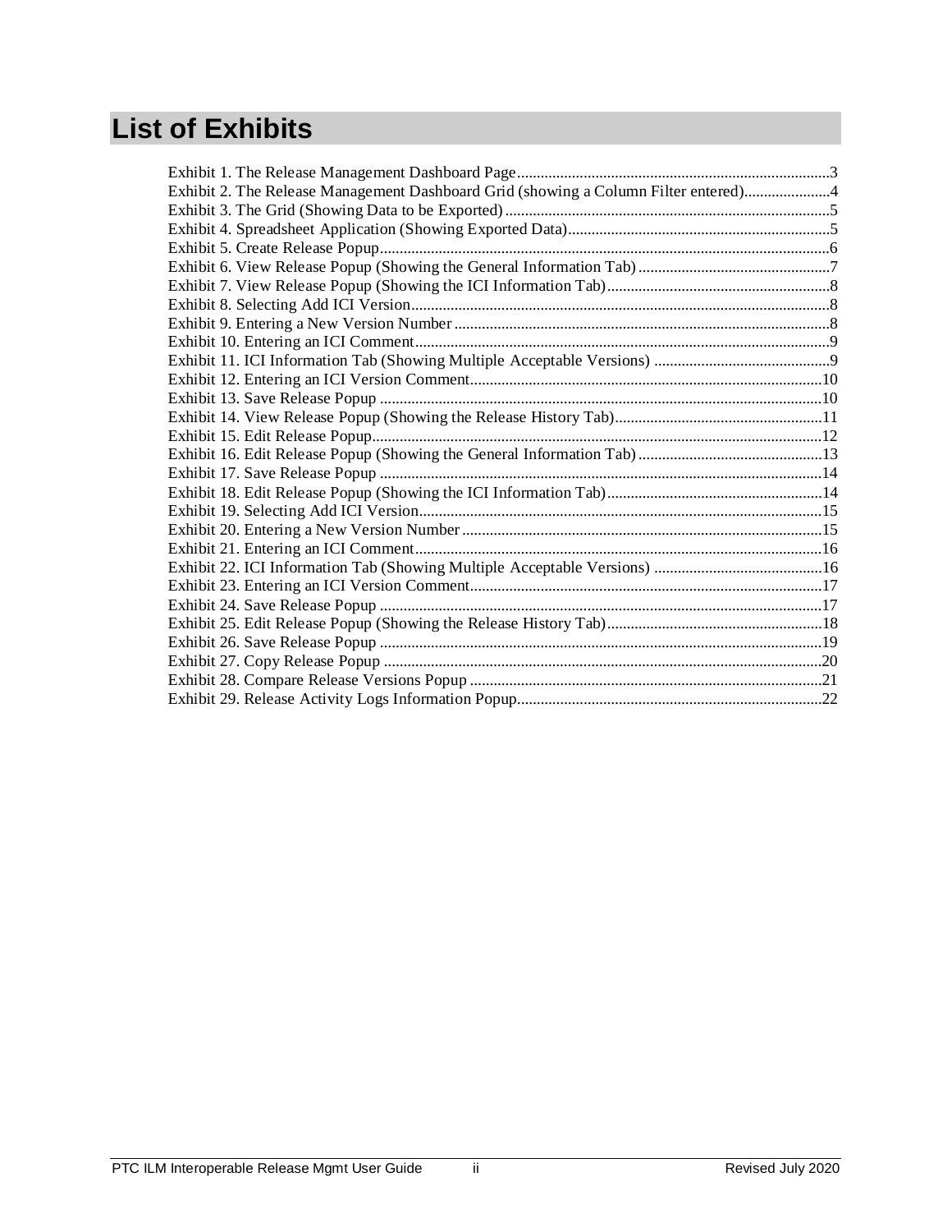# List of Exhibits

Exhibit 1. The Release Management Dashboard Page....3
Exhibit 2. The Release Management Dashboard Grid (showing a Column Filter entered)....4
Exhibit 3. The Grid (Showing Data to be Exported)....5
Exhibit 4. Spreadsheet Application (Showing Exported Data)....5
Exhibit 5. Create Release Popup....6
Exhibit 6. View Release Popup (Showing the General Information Tab)....7
Exhibit 7. View Release Popup (Showing the ICI Information Tab)....8
Exhibit 8. Selecting Add ICI Version....8
Exhibit 9. Entering a New Version Number....8
Exhibit 10. Entering an ICI Comment....9
Exhibit 11. ICI Information Tab (Showing Multiple Acceptable Versions)....9
Exhibit 12. Entering an ICI Version Comment....10
Exhibit 13. Save Release Popup....10
Exhibit 14. View Release Popup (Showing the Release History Tab)....11
Exhibit 15. Edit Release Popup....12
Exhibit 16. Edit Release Popup (Showing the General Information Tab)....13
Exhibit 17. Save Release Popup....14
Exhibit 18. Edit Release Popup (Showing the ICI Information Tab)....14
Exhibit 19. Selecting Add ICI Version....15
Exhibit 20. Entering a New Version Number....15
Exhibit 21. Entering an ICI Comment....16
Exhibit 22. ICI Information Tab (Showing Multiple Acceptable Versions)....16
Exhibit 23. Entering an ICI Version Comment....17
Exhibit 24. Save Release Popup....17
Exhibit 25. Edit Release Popup (Showing the Release History Tab)....18
Exhibit 26. Save Release Popup....19
Exhibit 27. Copy Release Popup....20
Exhibit 28. Compare Release Versions Popup....21
Exhibit 29. Release Activity Logs Information Popup....22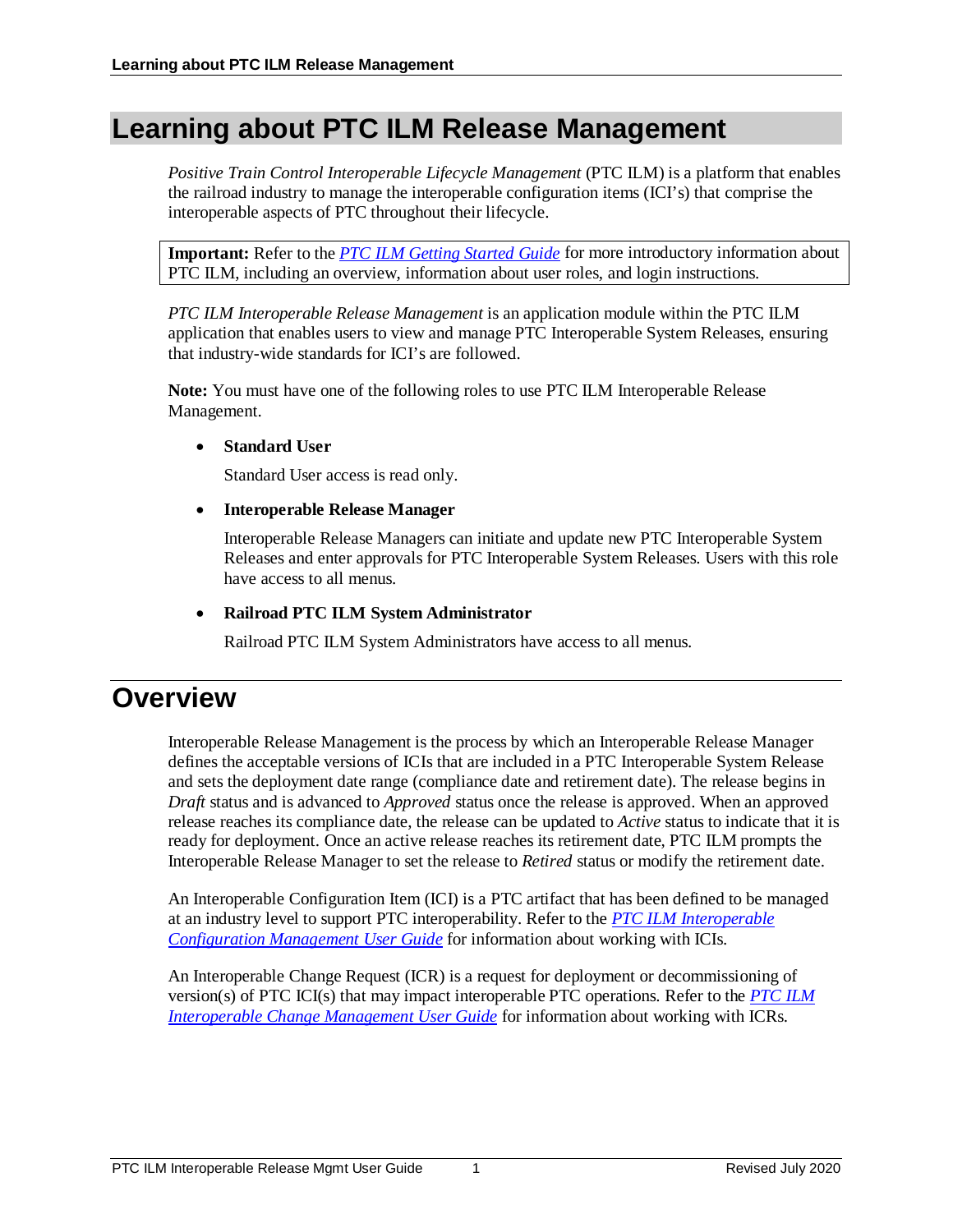# Learning about PTC ILM Release Management

*Positive Train Control Interoperable Lifecycle Management* (PTC ILM) is a platform that enables the railroad industry to manage the interoperable configuration items (ICI's) that comprise the interoperable aspects of PTC throughout their lifecycle.

> **Important:** Refer to the [PTC ILM Getting Started Guide]() for more introductory information about PTC ILM, including an overview, information about user roles, and login instructions.

*PTC ILM Interoperable Release Management* is an application module within the PTC ILM application that enables users to view and manage PTC Interoperable System Releases, ensuring that industry-wide standards for ICI's are followed.

**Note:** You must have one of the following roles to use PTC ILM Interoperable Release Management.

- **Standard User**

  Standard User access is read only.

- **Interoperable Release Manager**

  Interoperable Release Managers can initiate and update new PTC Interoperable System Releases and enter approvals for PTC Interoperable System Releases. Users with this role have access to all menus.

- **Railroad PTC ILM System Administrator**

  Railroad PTC ILM System Administrators have access to all menus.

## Overview

Interoperable Release Management is the process by which an Interoperable Release Manager defines the acceptable versions of ICIs that are included in a PTC Interoperable System Release and sets the deployment date range (compliance date and retirement date). The release begins in *Draft* status and is advanced to *Approved* status once the release is approved. When an approved release reaches its compliance date, the release can be updated to *Active* status to indicate that it is ready for deployment. Once an active release reaches its retirement date, PTC ILM prompts the Interoperable Release Manager to set the release to *Retired* status or modify the retirement date.

An Interoperable Configuration Item (ICI) is a PTC artifact that has been defined to be managed at an industry level to support PTC interoperability. Refer to the [PTC ILM Interoperable Configuration Management User Guide]() for information about working with ICIs.

An Interoperable Change Request (ICR) is a request for deployment or decommissioning of version(s) of PTC ICI(s) that may impact interoperable PTC operations. Refer to the [PTC ILM Interoperable Change Management User Guide]() for information about working with ICRs.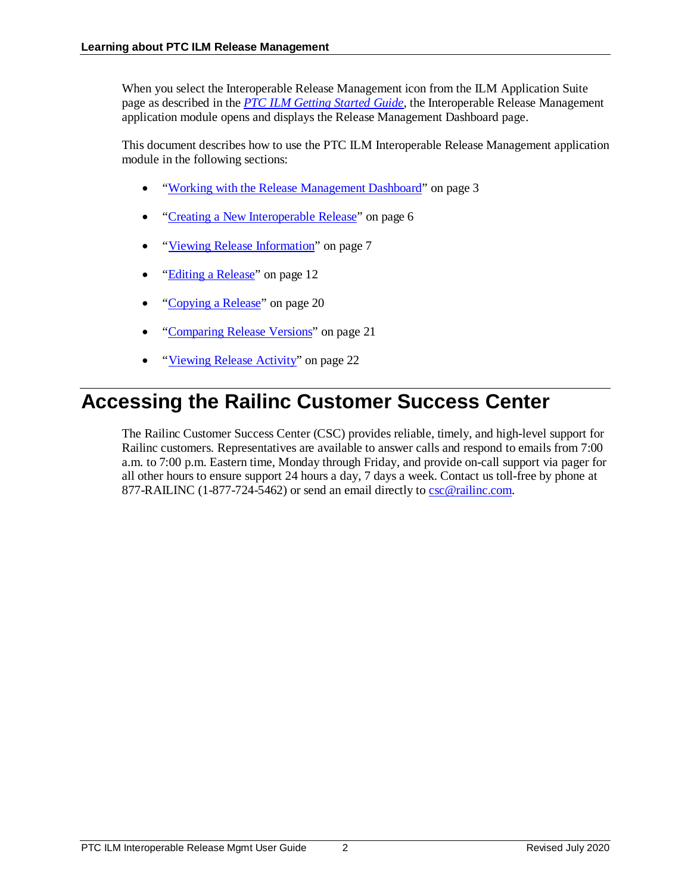When you select the Interoperable Release Management icon from the ILM Application Suite page as described in the *PTC ILM Getting Started Guide*, the Interoperable Release Management application module opens and displays the Release Management Dashboard page.

This document describes how to use the PTC ILM Interoperable Release Management application module in the following sections:

- "Working with the Release Management Dashboard" on page 3
- "Creating a New Interoperable Release" on page 6
- "Viewing Release Information" on page 7
- "Editing a Release" on page 12
- "Copying a Release" on page 20
- "Comparing Release Versions" on page 21
- "Viewing Release Activity" on page 22

# Accessing the Railinc Customer Success Center

The Railinc Customer Success Center (CSC) provides reliable, timely, and high-level support for Railinc customers. Representatives are available to answer calls and respond to emails from 7:00 a.m. to 7:00 p.m. Eastern time, Monday through Friday, and provide on-call support via pager for all other hours to ensure support 24 hours a day, 7 days a week. Contact us toll-free by phone at 877-RAILINC (1-877-724-5462) or send an email directly to csc@railinc.com.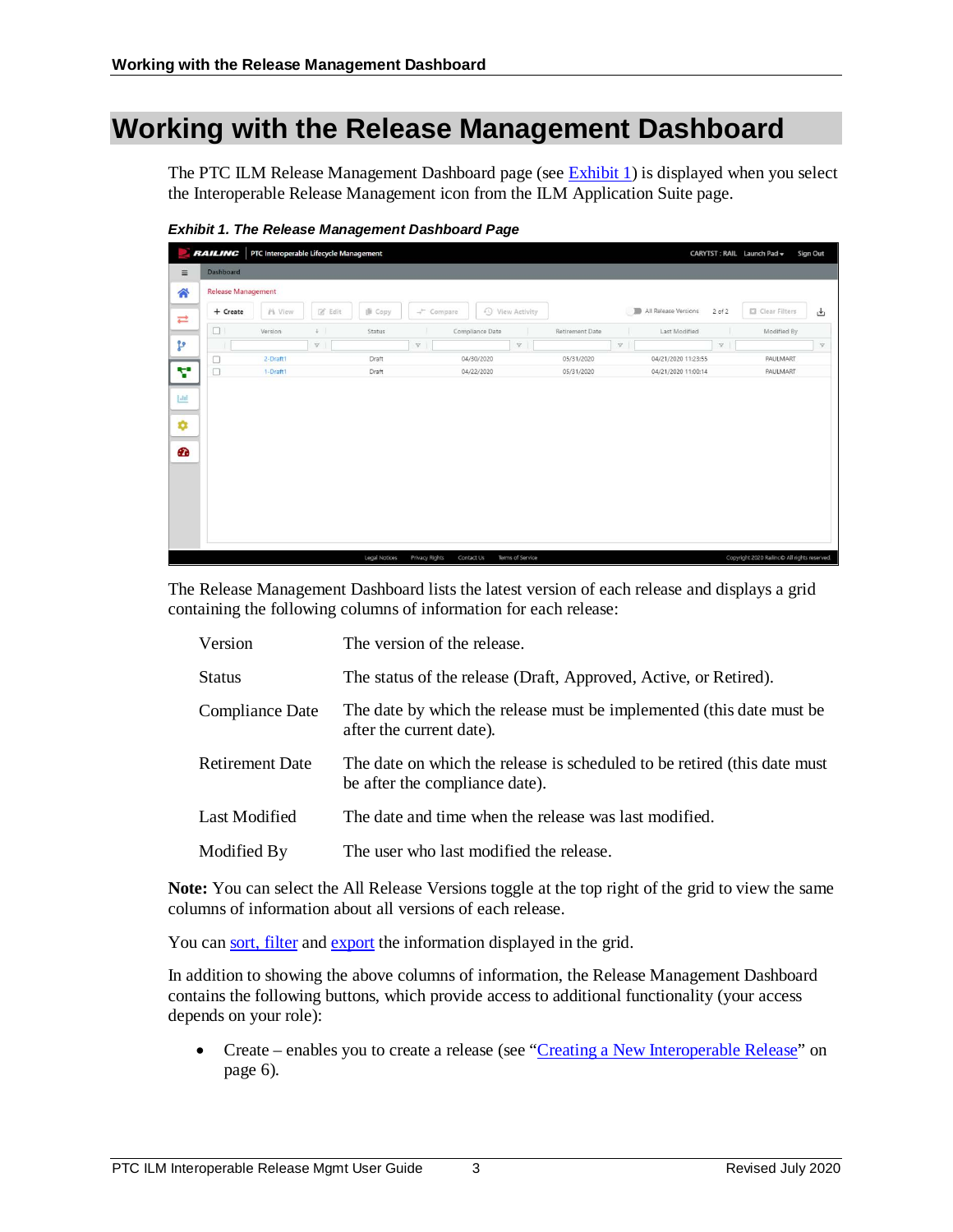# Working with the Release Management Dashboard

The PTC ILM Release Management Dashboard page (see Exhibit 1) is displayed when you select the Interoperable Release Management icon from the ILM Application Suite page.

***Exhibit 1. The Release Management Dashboard Page***

The Release Management Dashboard lists the latest version of each release and displays a grid containing the following columns of information for each release:

| | |
|---|---|
| Version | The version of the release. |
| Status | The status of the release (Draft, Approved, Active, or Retired). |
| Compliance Date | The date by which the release must be implemented (this date must be after the current date). |
| Retirement Date | The date on which the release is scheduled to be retired (this date must be after the compliance date). |
| Last Modified | The date and time when the release was last modified. |
| Modified By | The user who last modified the release. |

**Note:** You can select the All Release Versions toggle at the top right of the grid to view the same columns of information about all versions of each release.

You can sort, filter and export the information displayed in the grid.

In addition to showing the above columns of information, the Release Management Dashboard contains the following buttons, which provide access to additional functionality (your access depends on your role):

- Create – enables you to create a release (see "Creating a New Interoperable Release" on page 6).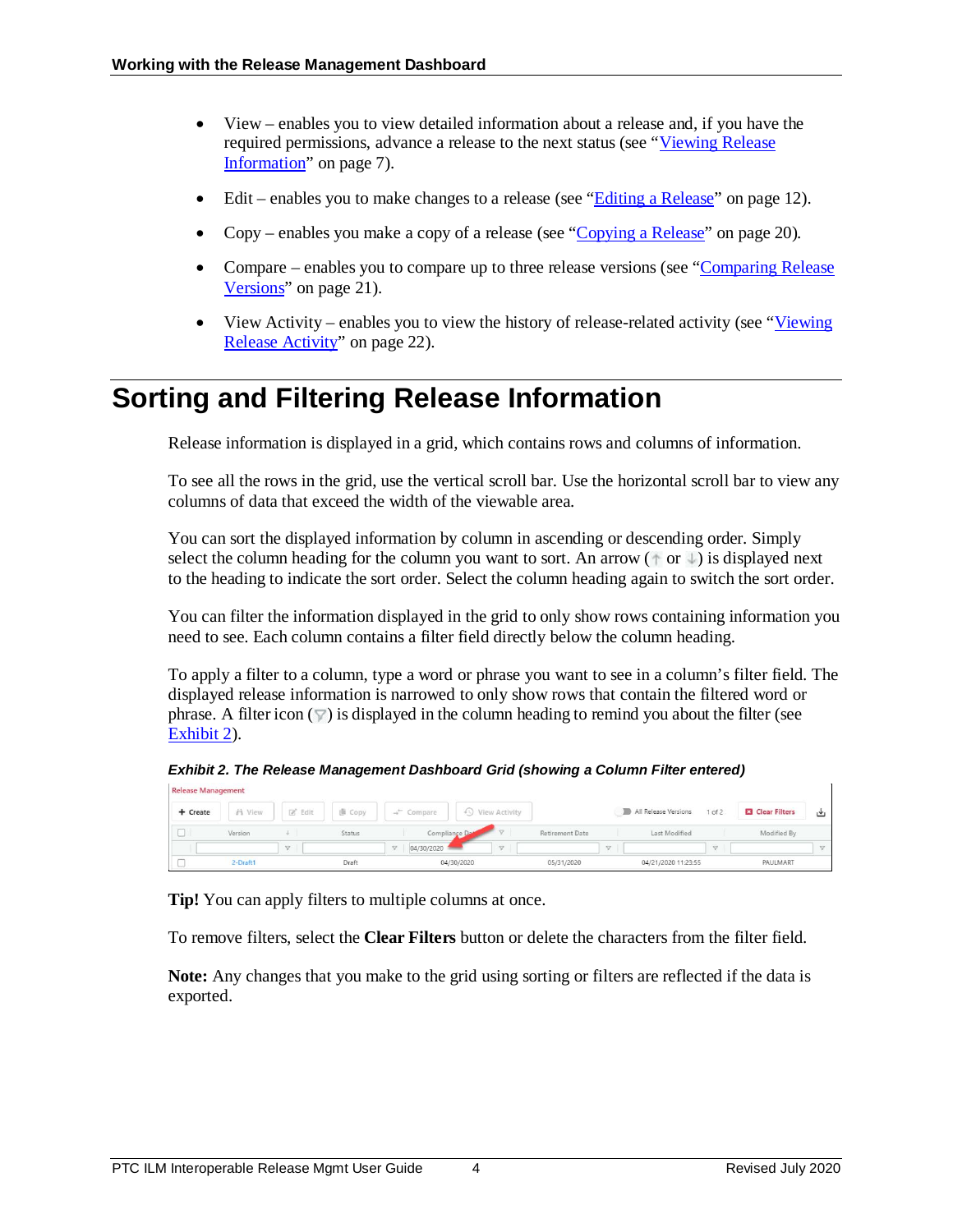- View – enables you to view detailed information about a release and, if you have the required permissions, advance a release to the next status (see "Viewing Release Information" on page 7).
- Edit – enables you to make changes to a release (see "Editing a Release" on page 12).
- Copy – enables you make a copy of a release (see "Copying a Release" on page 20).
- Compare – enables you to compare up to three release versions (see "Comparing Release Versions" on page 21).
- View Activity – enables you to view the history of release-related activity (see "Viewing Release Activity" on page 22).

# Sorting and Filtering Release Information

Release information is displayed in a grid, which contains rows and columns of information.

To see all the rows in the grid, use the vertical scroll bar. Use the horizontal scroll bar to view any columns of data that exceed the width of the viewable area.

You can sort the displayed information by column in ascending or descending order. Simply select the column heading for the column you want to sort. An arrow (↑ or ↓) is displayed next to the heading to indicate the sort order. Select the column heading again to switch the sort order.

You can filter the information displayed in the grid to only show rows containing information you need to see. Each column contains a filter field directly below the column heading.

To apply a filter to a column, type a word or phrase you want to see in a column's filter field. The displayed release information is narrowed to only show rows that contain the filtered word or phrase. A filter icon (▽) is displayed in the column heading to remind you about the filter (see Exhibit 2).

***Exhibit 2. The Release Management Dashboard Grid (showing a Column Filter entered)***

**Tip!** You can apply filters to multiple columns at once.

To remove filters, select the **Clear Filters** button or delete the characters from the filter field.

**Note:** Any changes that you make to the grid using sorting or filters are reflected if the data is exported.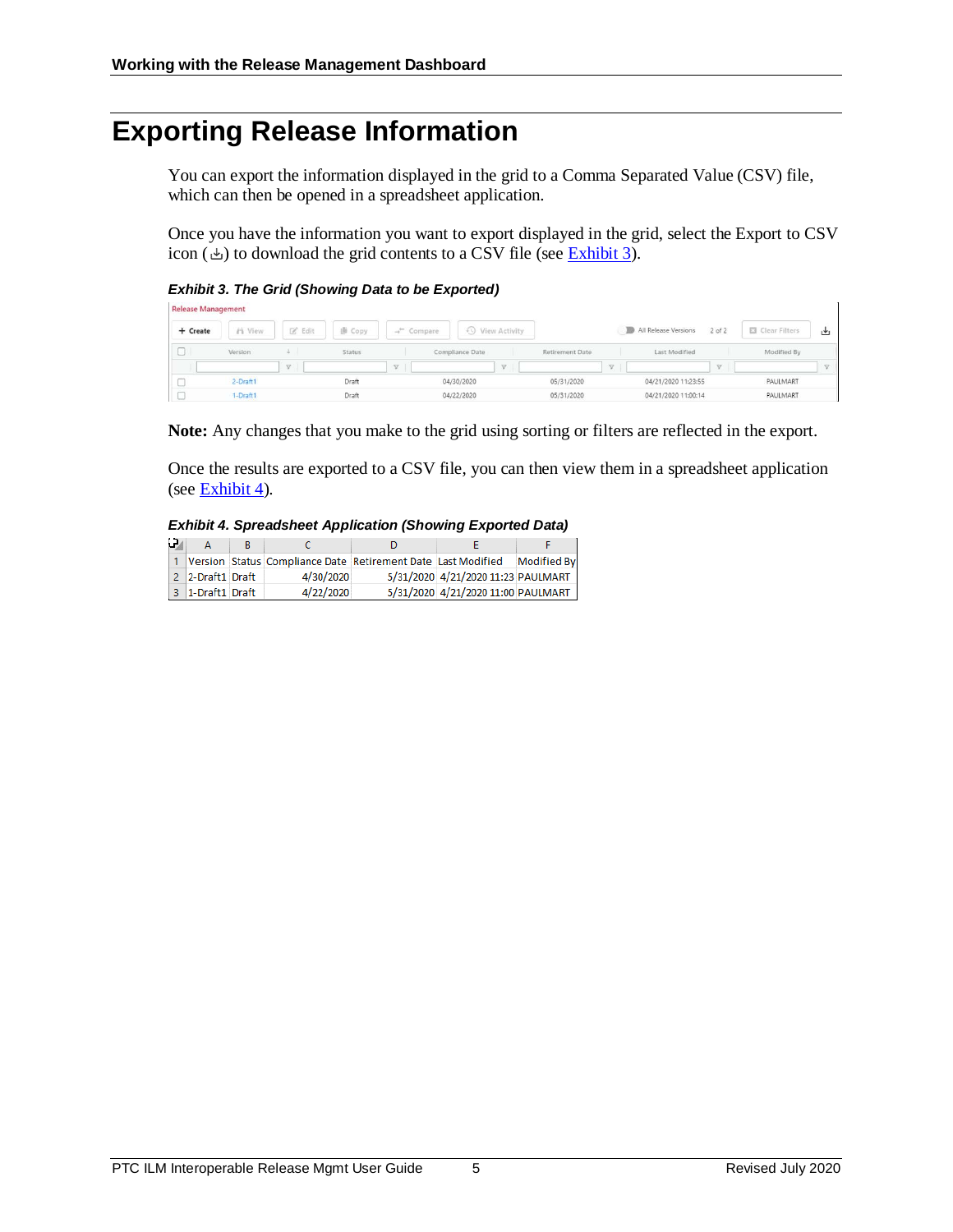# Exporting Release Information

You can export the information displayed in the grid to a Comma Separated Value (CSV) file, which can then be opened in a spreadsheet application.

Once you have the information you want to export displayed in the grid, select the Export to CSV icon (⇩) to download the grid contents to a CSV file (see Exhibit 3).

***Exhibit 3. The Grid (Showing Data to be Exported)***

Release Management

+ Create | View | Edit | Copy | Compare | View Activity | All Release Versions | 2 of 2 | Clear Filters

| | Version | Status | Compliance Date | Retirement Date | Last Modified | Modified By |
|---|---|---|---|---|---|---|
| ☐ | 2-Draft1 | Draft | 04/30/2020 | 05/31/2020 | 04/21/2020 11:23:55 | PAULMART |
| ☐ | 1-Draft1 | Draft | 04/22/2020 | 05/31/2020 | 04/21/2020 11:00:14 | PAULMART |

**Note:** Any changes that you make to the grid using sorting or filters are reflected in the export.

Once the results are exported to a CSV file, you can then view them in a spreadsheet application (see Exhibit 4).

***Exhibit 4. Spreadsheet Application (Showing Exported Data)***

| | A | B | C | D | E | F |
|---|---|---|---|---|---|---|
| 1 | Version | Status | Compliance Date | Retirement Date | Last Modified | Modified By |
| 2 | 2-Draft1 | Draft | 4/30/2020 | 5/31/2020 | 4/21/2020 11:23 | PAULMART |
| 3 | 1-Draft1 | Draft | 4/22/2020 | 5/31/2020 | 4/21/2020 11:00 | PAULMART |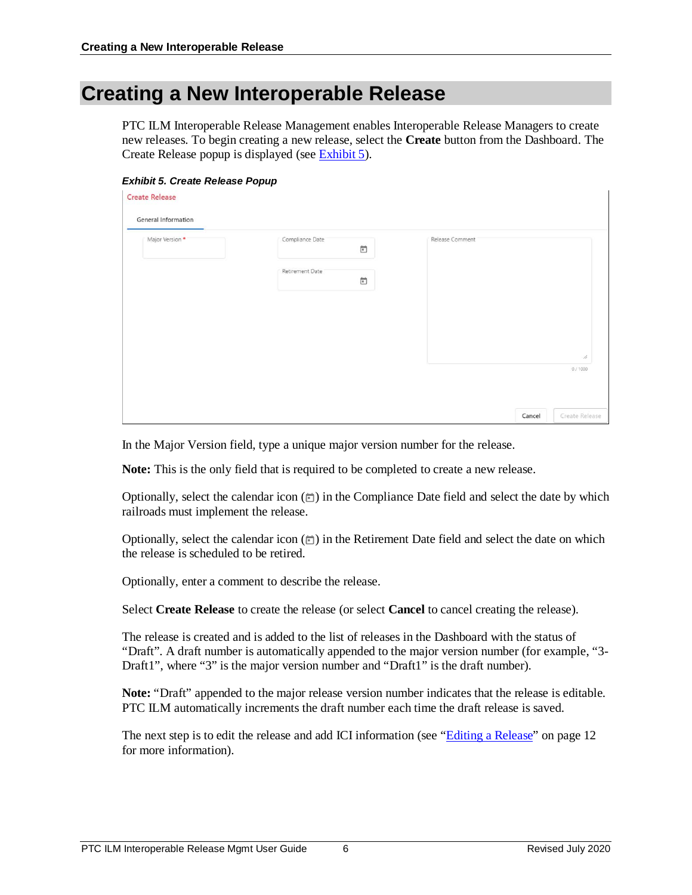# Creating a New Interoperable Release

PTC ILM Interoperable Release Management enables Interoperable Release Managers to create new releases. To begin creating a new release, select the **Create** button from the Dashboard. The Create Release popup is displayed (see Exhibit 5).

***Exhibit 5. Create Release Popup***

Create Release

General Information

Major Version *

Compliance Date

Retirement Date

Release Comment

0 / 1000

Cancel | Create Release

In the Major Version field, type a unique major version number for the release.

**Note:** This is the only field that is required to be completed to create a new release.

Optionally, select the calendar icon (📅) in the Compliance Date field and select the date by which railroads must implement the release.

Optionally, select the calendar icon (📅) in the Retirement Date field and select the date on which the release is scheduled to be retired.

Optionally, enter a comment to describe the release.

Select **Create Release** to create the release (or select **Cancel** to cancel creating the release).

The release is created and is added to the list of releases in the Dashboard with the status of "Draft". A draft number is automatically appended to the major version number (for example, "3-Draft1", where "3" is the major version number and "Draft1" is the draft number).

**Note:** "Draft" appended to the major release version number indicates that the release is editable. PTC ILM automatically increments the draft number each time the draft release is saved.

The next step is to edit the release and add ICI information (see "Editing a Release" on page 12 for more information).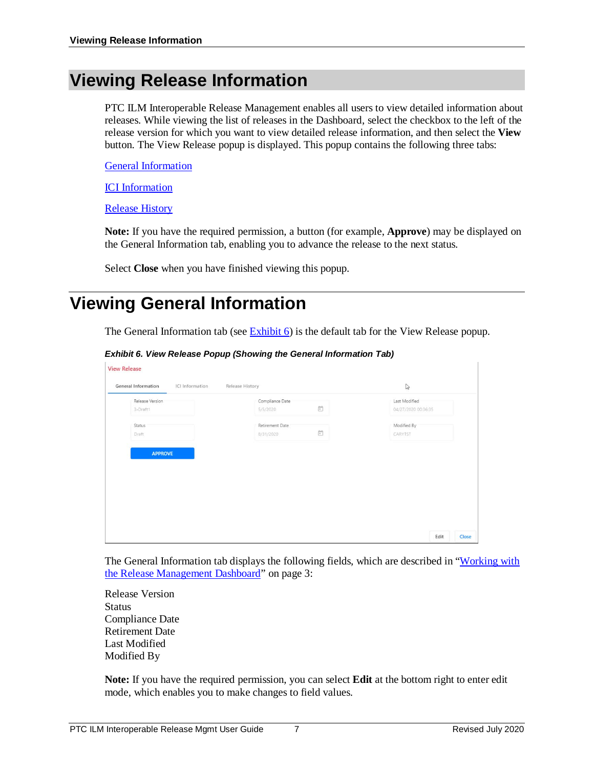# Viewing Release Information

PTC ILM Interoperable Release Management enables all users to view detailed information about releases. While viewing the list of releases in the Dashboard, select the checkbox to the left of the release version for which you want to view detailed release information, and then select the **View** button. The View Release popup is displayed. This popup contains the following three tabs:

General Information

ICI Information

Release History

**Note:** If you have the required permission, a button (for example, **Approve**) may be displayed on the General Information tab, enabling you to advance the release to the next status.

Select **Close** when you have finished viewing this popup.

# Viewing General Information

The General Information tab (see Exhibit 6) is the default tab for the View Release popup.

***Exhibit 6. View Release Popup (Showing the General Information Tab)***

The General Information tab displays the following fields, which are described in "Working with the Release Management Dashboard" on page 3:

Release Version
Status
Compliance Date
Retirement Date
Last Modified
Modified By

**Note:** If you have the required permission, you can select **Edit** at the bottom right to enter edit mode, which enables you to make changes to field values.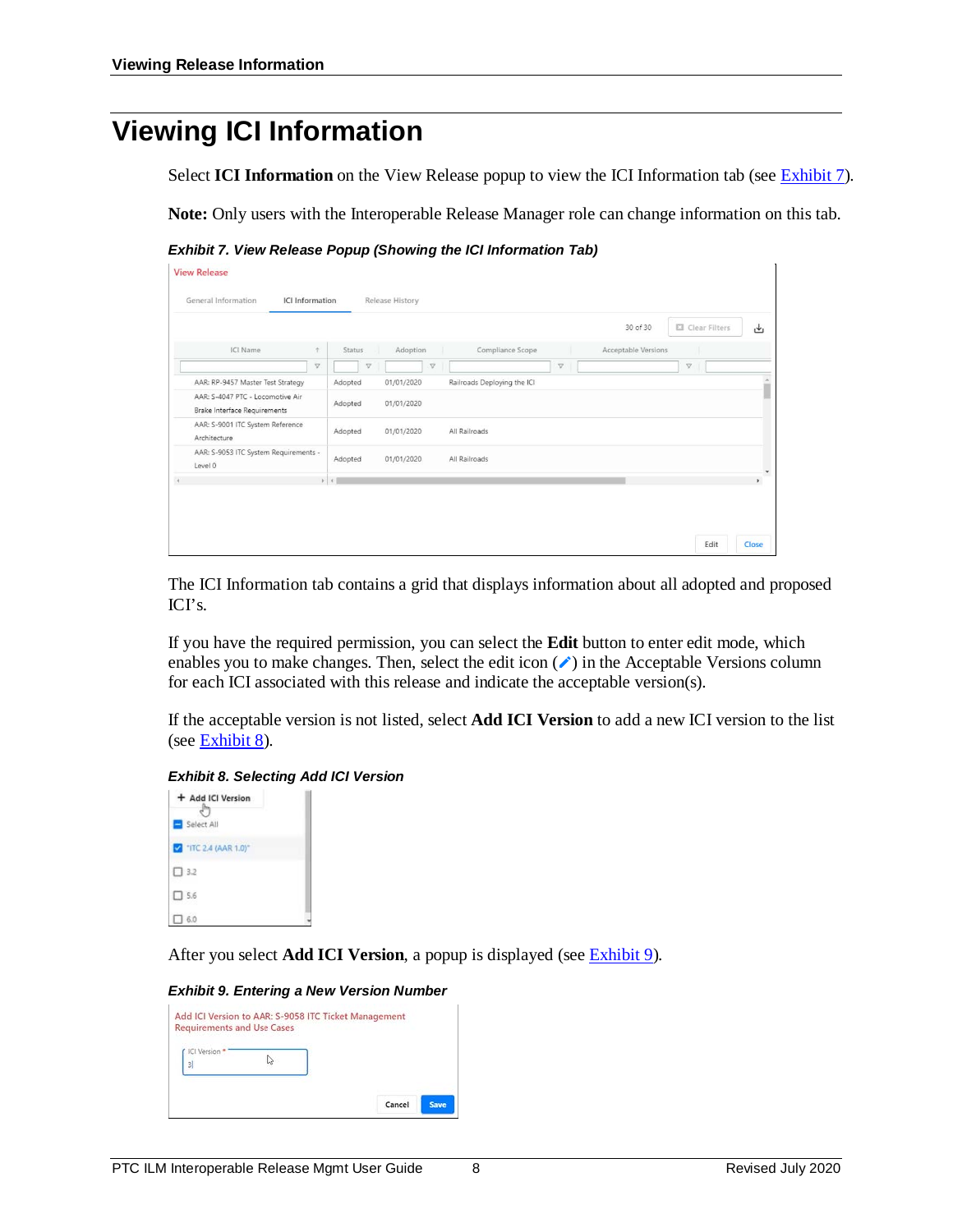# Viewing ICI Information

Select **ICI Information** on the View Release popup to view the ICI Information tab (see Exhibit 7).

**Note:** Only users with the Interoperable Release Manager role can change information on this tab.

***Exhibit 7. View Release Popup (Showing the ICI Information Tab)***

The ICI Information tab contains a grid that displays information about all adopted and proposed ICI's.

If you have the required permission, you can select the **Edit** button to enter edit mode, which enables you to make changes. Then, select the edit icon (✎) in the Acceptable Versions column for each ICI associated with this release and indicate the acceptable version(s).

If the acceptable version is not listed, select **Add ICI Version** to add a new ICI version to the list (see Exhibit 8).

***Exhibit 8. Selecting Add ICI Version***

After you select **Add ICI Version**, a popup is displayed (see Exhibit 9).

***Exhibit 9. Entering a New Version Number***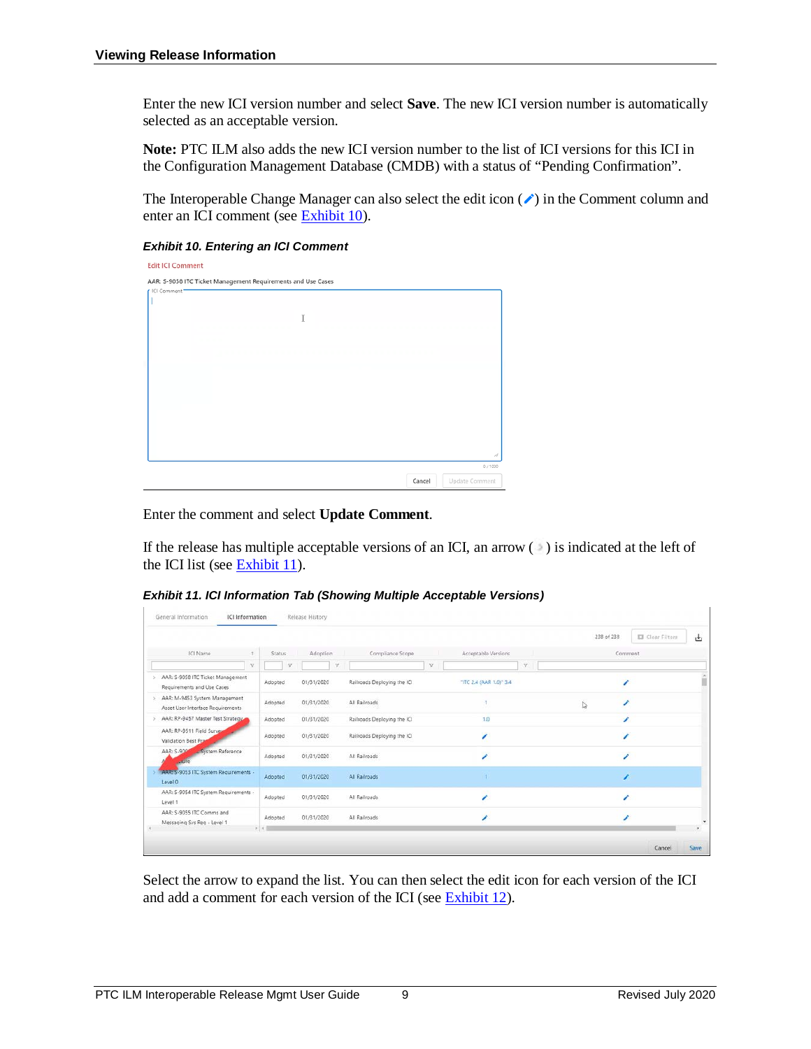Enter the new ICI version number and select **Save**. The new ICI version number is automatically selected as an acceptable version.

**Note:** PTC ILM also adds the new ICI version number to the list of ICI versions for this ICI in the Configuration Management Database (CMDB) with a status of "Pending Confirmation".

The Interoperable Change Manager can also select the edit icon (✏) in the Comment column and enter an ICI comment (see Exhibit 10).

***Exhibit 10. Entering an ICI Comment***

Enter the comment and select **Update Comment**.

If the release has multiple acceptable versions of an ICI, an arrow ( › ) is indicated at the left of the ICI list (see Exhibit 11).

***Exhibit 11. ICI Information Tab (Showing Multiple Acceptable Versions)***

Select the arrow to expand the list. You can then select the edit icon for each version of the ICI and add a comment for each version of the ICI (see Exhibit 12).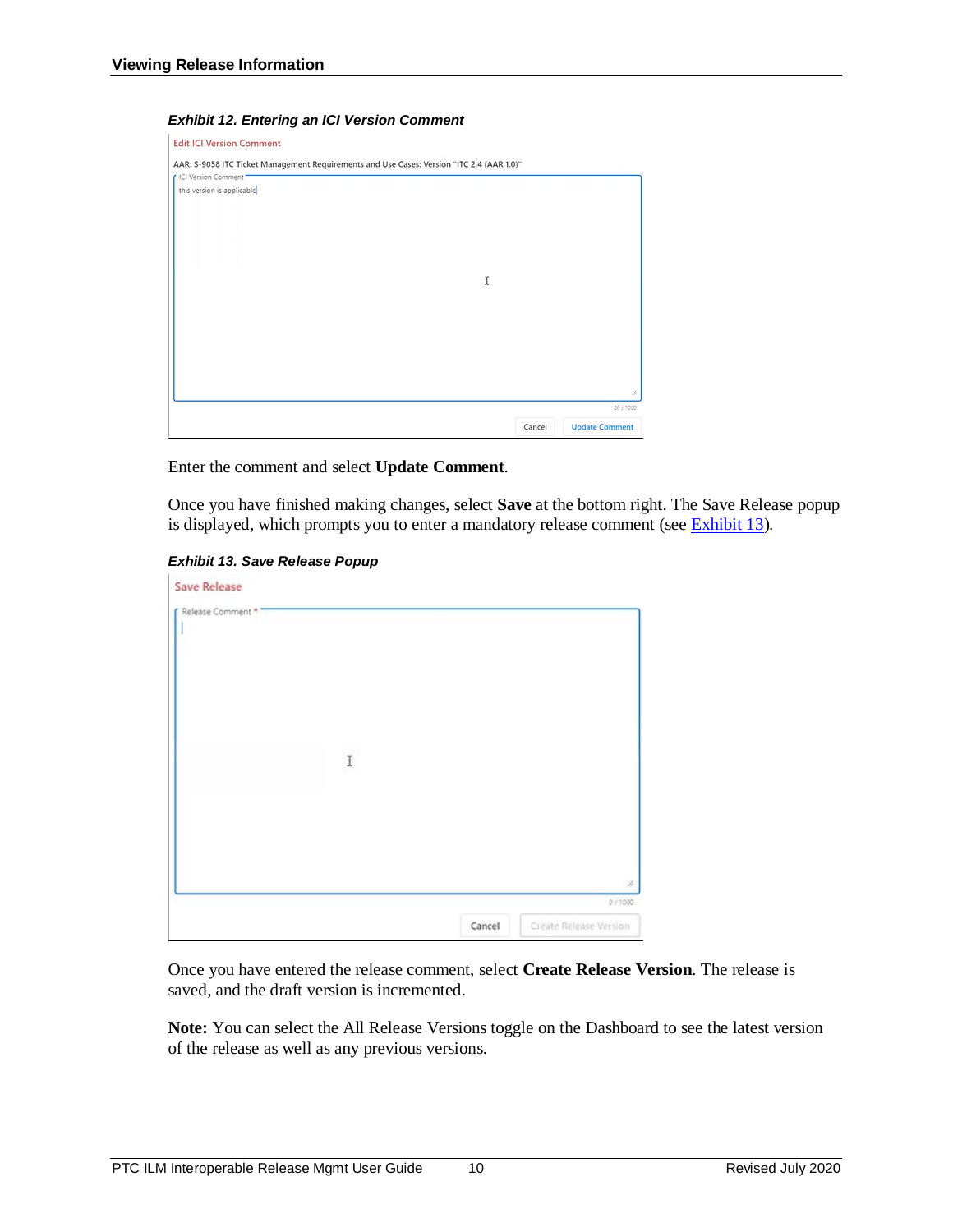***Exhibit 12. Entering an ICI Version Comment***

Enter the comment and select **Update Comment**.

Once you have finished making changes, select **Save** at the bottom right. The Save Release popup is displayed, which prompts you to enter a mandatory release comment (see Exhibit 13).

***Exhibit 13. Save Release Popup***

Once you have entered the release comment, select **Create Release Version**. The release is saved, and the draft version is incremented.

**Note:** You can select the All Release Versions toggle on the Dashboard to see the latest version of the release as well as any previous versions.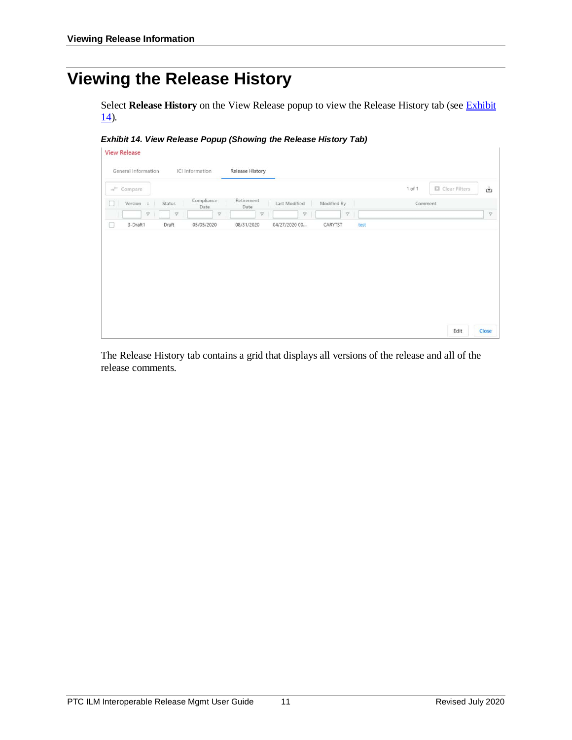# Viewing the Release History

Select **Release History** on the View Release popup to view the Release History tab (see Exhibit 14).

***Exhibit 14. View Release Popup (Showing the Release History Tab)***

The Release History tab contains a grid that displays all versions of the release and all of the release comments.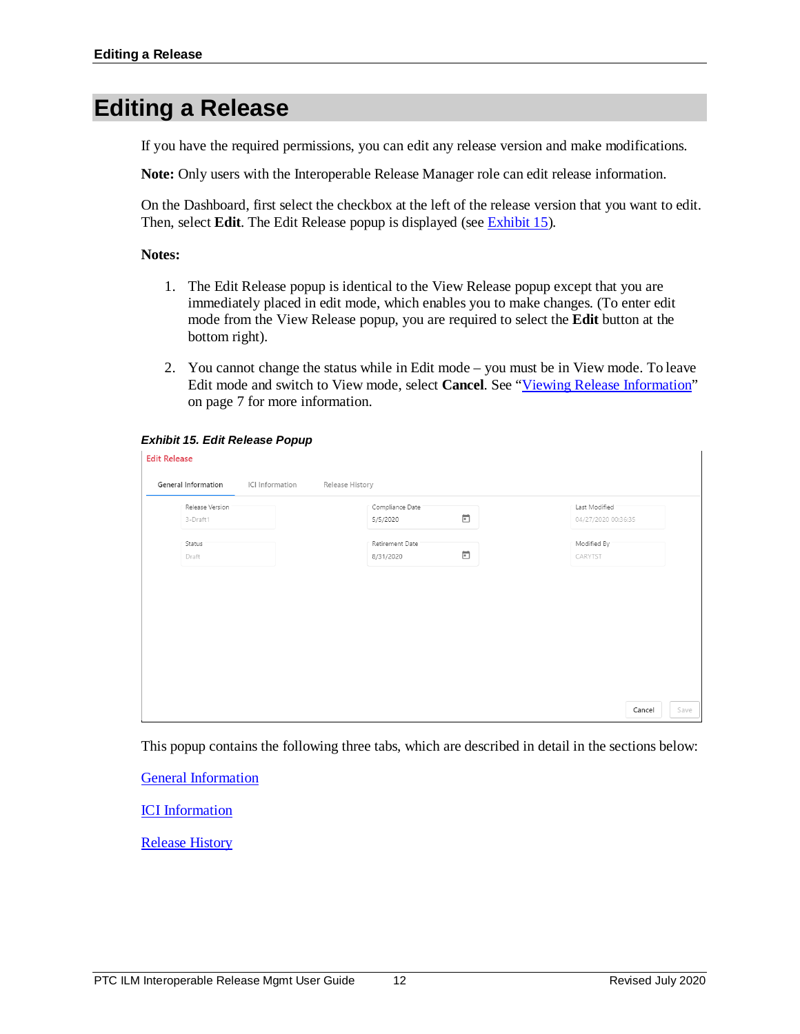# Editing a Release

If you have the required permissions, you can edit any release version and make modifications.

**Note:** Only users with the Interoperable Release Manager role can edit release information.

On the Dashboard, first select the checkbox at the left of the release version that you want to edit. Then, select **Edit**. The Edit Release popup is displayed (see Exhibit 15).

**Notes:**

1. The Edit Release popup is identical to the View Release popup except that you are immediately placed in edit mode, which enables you to make changes. (To enter edit mode from the View Release popup, you are required to select the **Edit** button at the bottom right).

2. You cannot change the status while in Edit mode – you must be in View mode. To leave Edit mode and switch to View mode, select **Cancel**. See "Viewing Release Information" on page 7 for more information.

***Exhibit 15. Edit Release Popup***

Edit Release

General Information | ICI Information | Release History

| Release Version | Compliance Date | Last Modified |
| --- | --- | --- |
| 3-Draft1 | 5/5/2020 | 04/27/2020 00:36:35 |
| **Status** | **Retirement Date** | **Modified By** |
| Draft | 8/31/2020 | CARYTST |

Cancel | Save

This popup contains the following three tabs, which are described in detail in the sections below:

General Information

ICI Information

Release History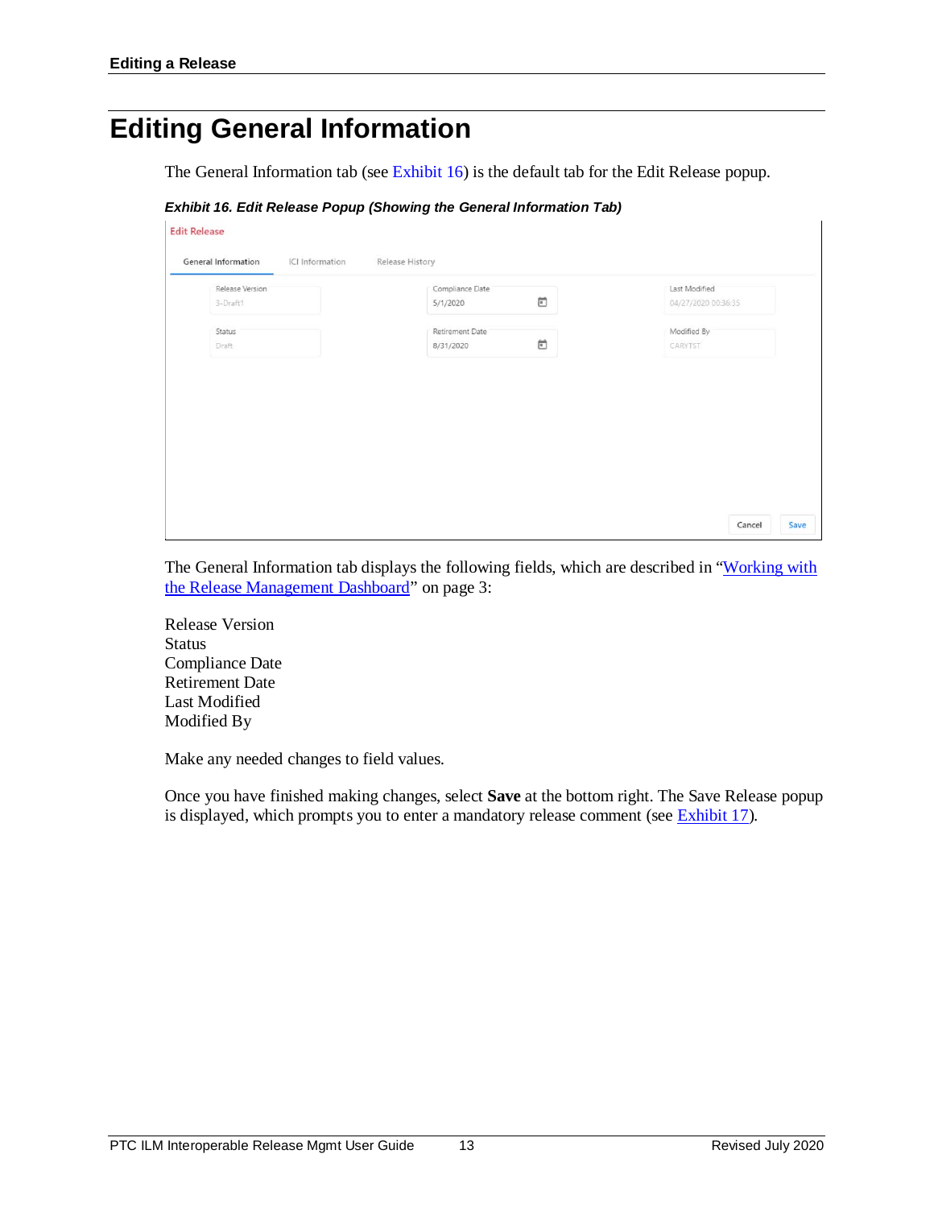# Editing General Information

The General Information tab (see Exhibit 16) is the default tab for the Edit Release popup.

***Exhibit 16. Edit Release Popup (Showing the General Information Tab)***

The General Information tab displays the following fields, which are described in "Working with the Release Management Dashboard" on page 3:

Release Version
Status
Compliance Date
Retirement Date
Last Modified
Modified By

Make any needed changes to field values.

Once you have finished making changes, select **Save** at the bottom right. The Save Release popup is displayed, which prompts you to enter a mandatory release comment (see Exhibit 17).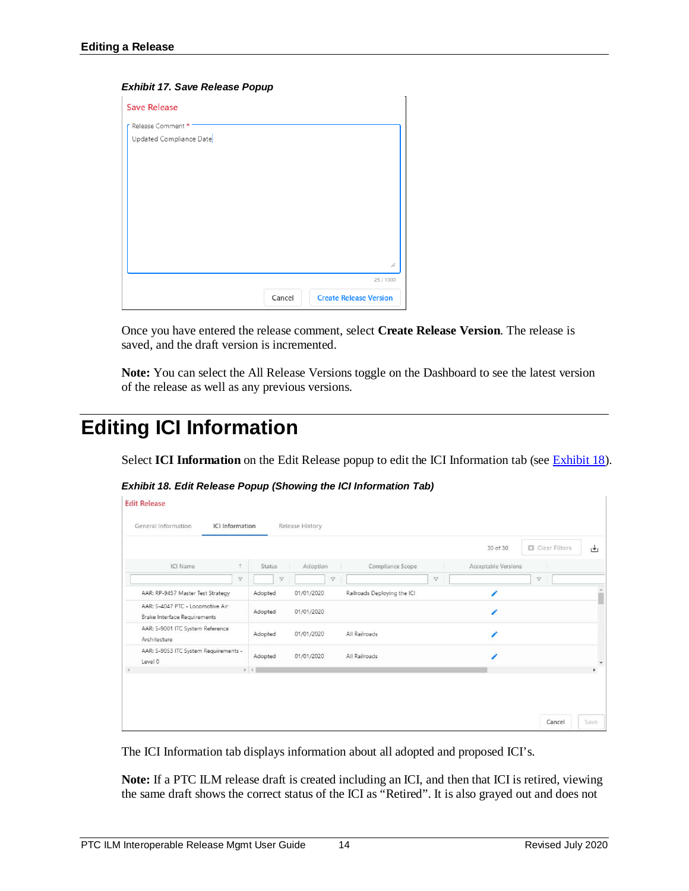*Exhibit 17. Save Release Popup*

Once you have entered the release comment, select **Create Release Version**. The release is saved, and the draft version is incremented.

**Note:** You can select the All Release Versions toggle on the Dashboard to see the latest version of the release as well as any previous versions.

# Editing ICI Information

Select **ICI Information** on the Edit Release popup to edit the ICI Information tab (see Exhibit 18).

*Exhibit 18. Edit Release Popup (Showing the ICI Information Tab)*

The ICI Information tab displays information about all adopted and proposed ICI's.

**Note:** If a PTC ILM release draft is created including an ICI, and then that ICI is retired, viewing the same draft shows the correct status of the ICI as "Retired". It is also grayed out and does not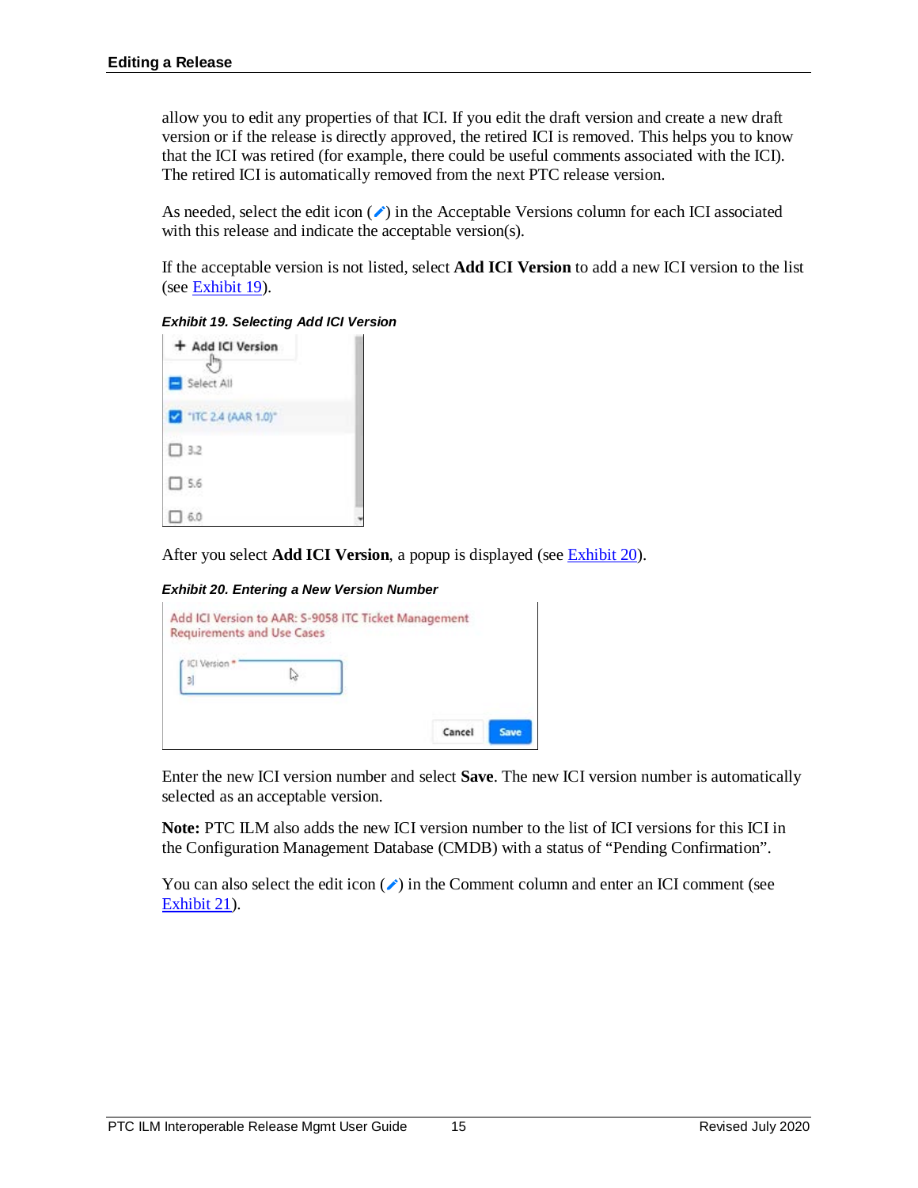allow you to edit any properties of that ICI. If you edit the draft version and create a new draft version or if the release is directly approved, the retired ICI is removed. This helps you to know that the ICI was retired (for example, there could be useful comments associated with the ICI). The retired ICI is automatically removed from the next PTC release version.

As needed, select the edit icon (✏) in the Acceptable Versions column for each ICI associated with this release and indicate the acceptable version(s).

If the acceptable version is not listed, select **Add ICI Version** to add a new ICI version to the list (see Exhibit 19).

***Exhibit 19. Selecting Add ICI Version***

After you select **Add ICI Version**, a popup is displayed (see Exhibit 20).

***Exhibit 20. Entering a New Version Number***

Enter the new ICI version number and select **Save**. The new ICI version number is automatically selected as an acceptable version.

**Note:** PTC ILM also adds the new ICI version number to the list of ICI versions for this ICI in the Configuration Management Database (CMDB) with a status of "Pending Confirmation".

You can also select the edit icon (✏) in the Comment column and enter an ICI comment (see Exhibit 21).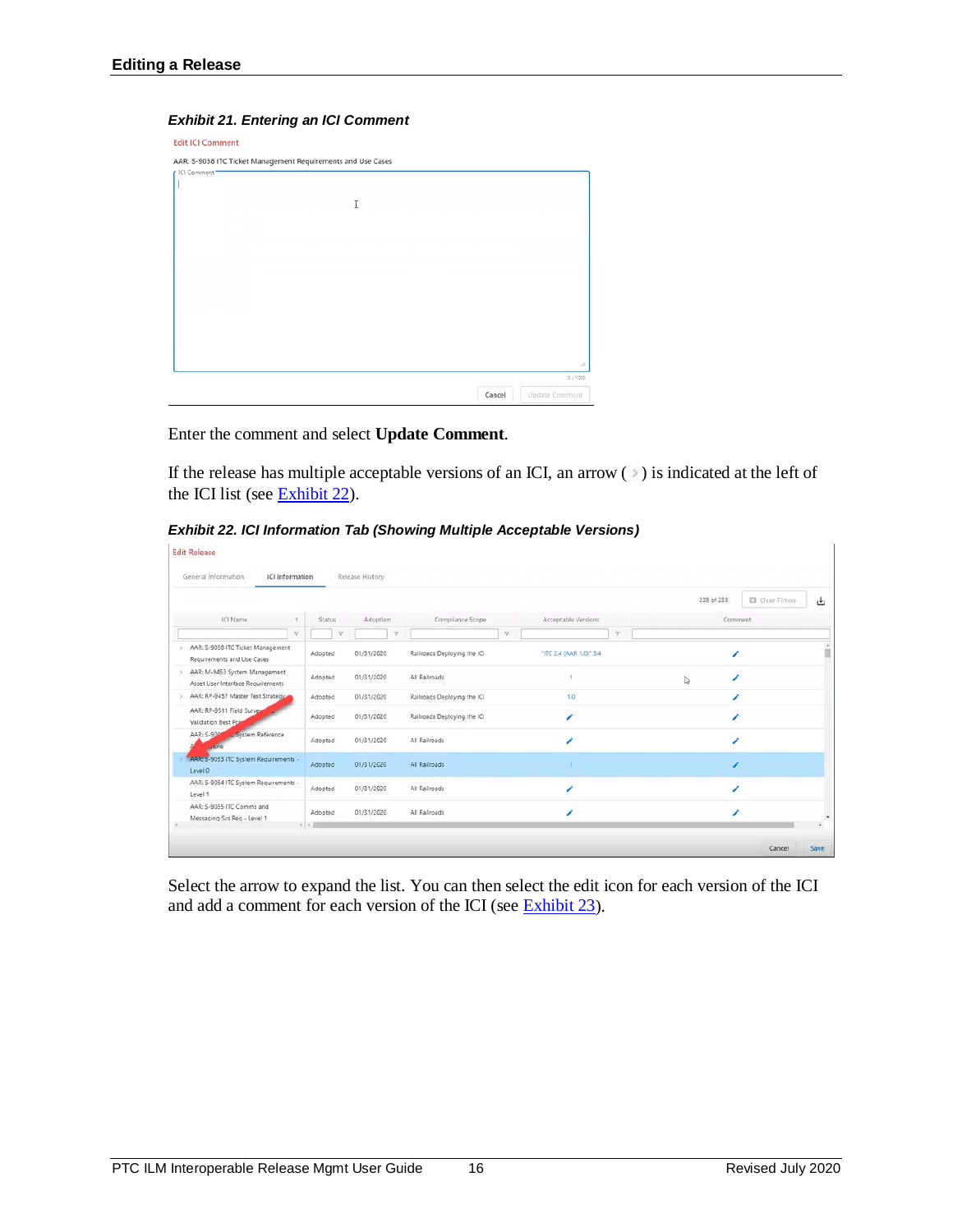*Exhibit 21. Entering an ICI Comment*

Enter the comment and select **Update Comment**.

If the release has multiple acceptable versions of an ICI, an arrow ( › ) is indicated at the left of the ICI list (see Exhibit 22).

*Exhibit 22. ICI Information Tab (Showing Multiple Acceptable Versions)*

Select the arrow to expand the list. You can then select the edit icon for each version of the ICI and add a comment for each version of the ICI (see Exhibit 23).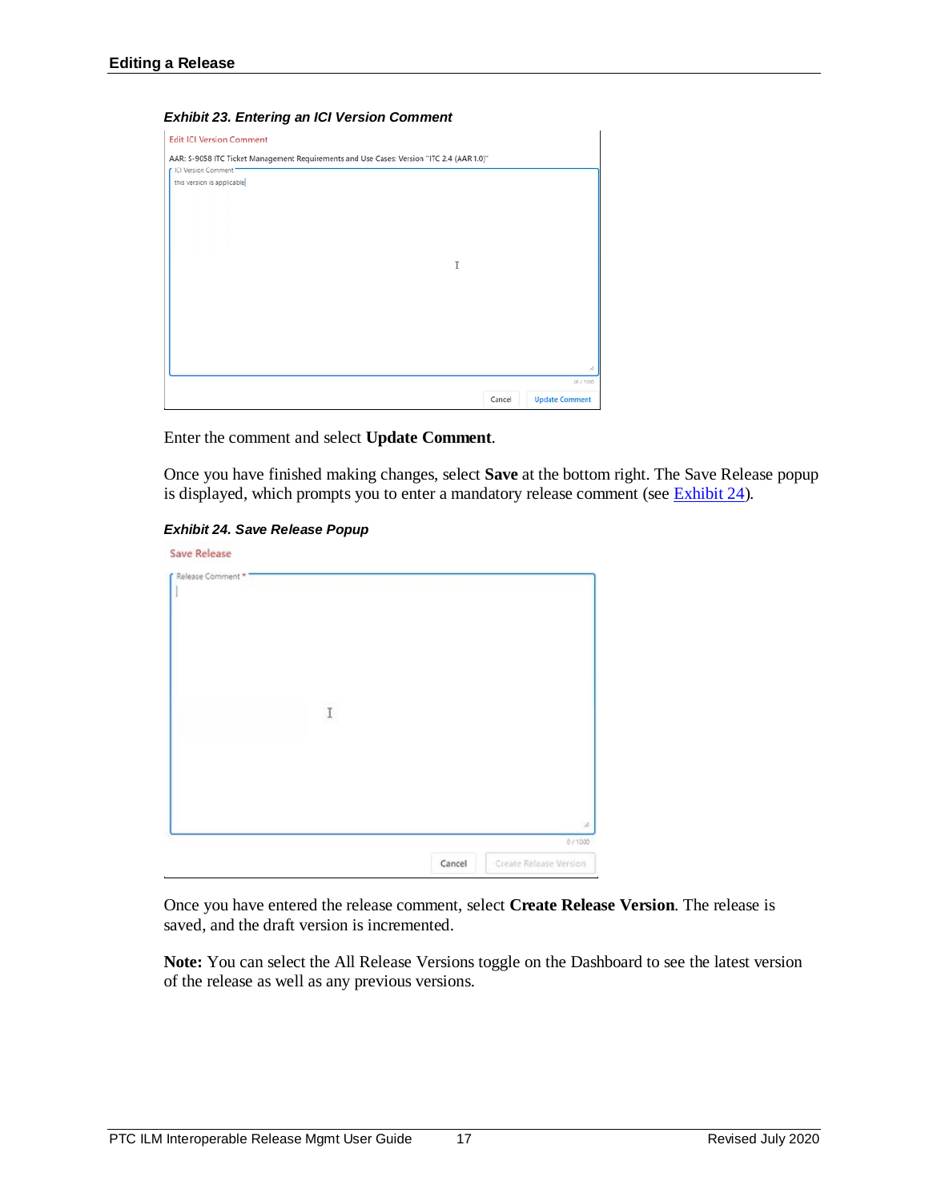**Exhibit 23. Entering an ICI Version Comment**

Enter the comment and select **Update Comment**.

Once you have finished making changes, select **Save** at the bottom right. The Save Release popup is displayed, which prompts you to enter a mandatory release comment (see Exhibit 24).

**Exhibit 24. Save Release Popup**

Once you have entered the release comment, select **Create Release Version**. The release is saved, and the draft version is incremented.

**Note:** You can select the All Release Versions toggle on the Dashboard to see the latest version of the release as well as any previous versions.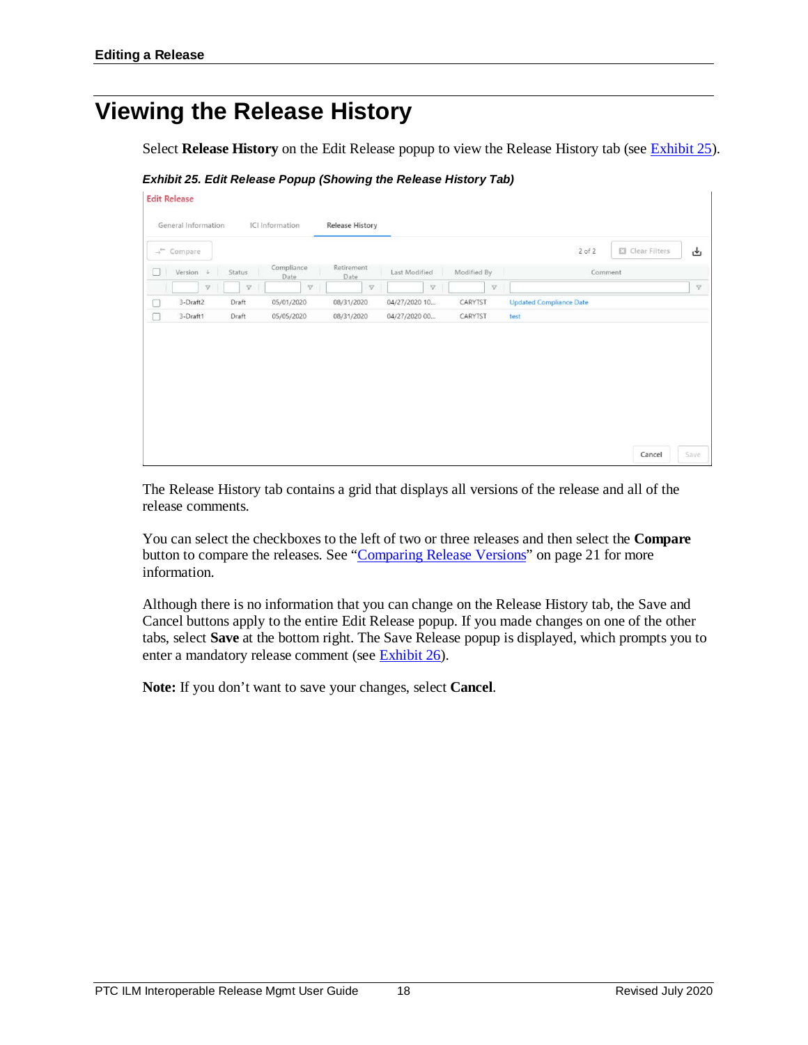# Viewing the Release History

Select **Release History** on the Edit Release popup to view the Release History tab (see Exhibit 25).

***Exhibit 25. Edit Release Popup (Showing the Release History Tab)***

The Release History tab contains a grid that displays all versions of the release and all of the release comments.

You can select the checkboxes to the left of two or three releases and then select the **Compare** button to compare the releases. See "Comparing Release Versions" on page 21 for more information.

Although there is no information that you can change on the Release History tab, the Save and Cancel buttons apply to the entire Edit Release popup. If you made changes on one of the other tabs, select **Save** at the bottom right. The Save Release popup is displayed, which prompts you to enter a mandatory release comment (see Exhibit 26).

**Note:** If you don't want to save your changes, select **Cancel**.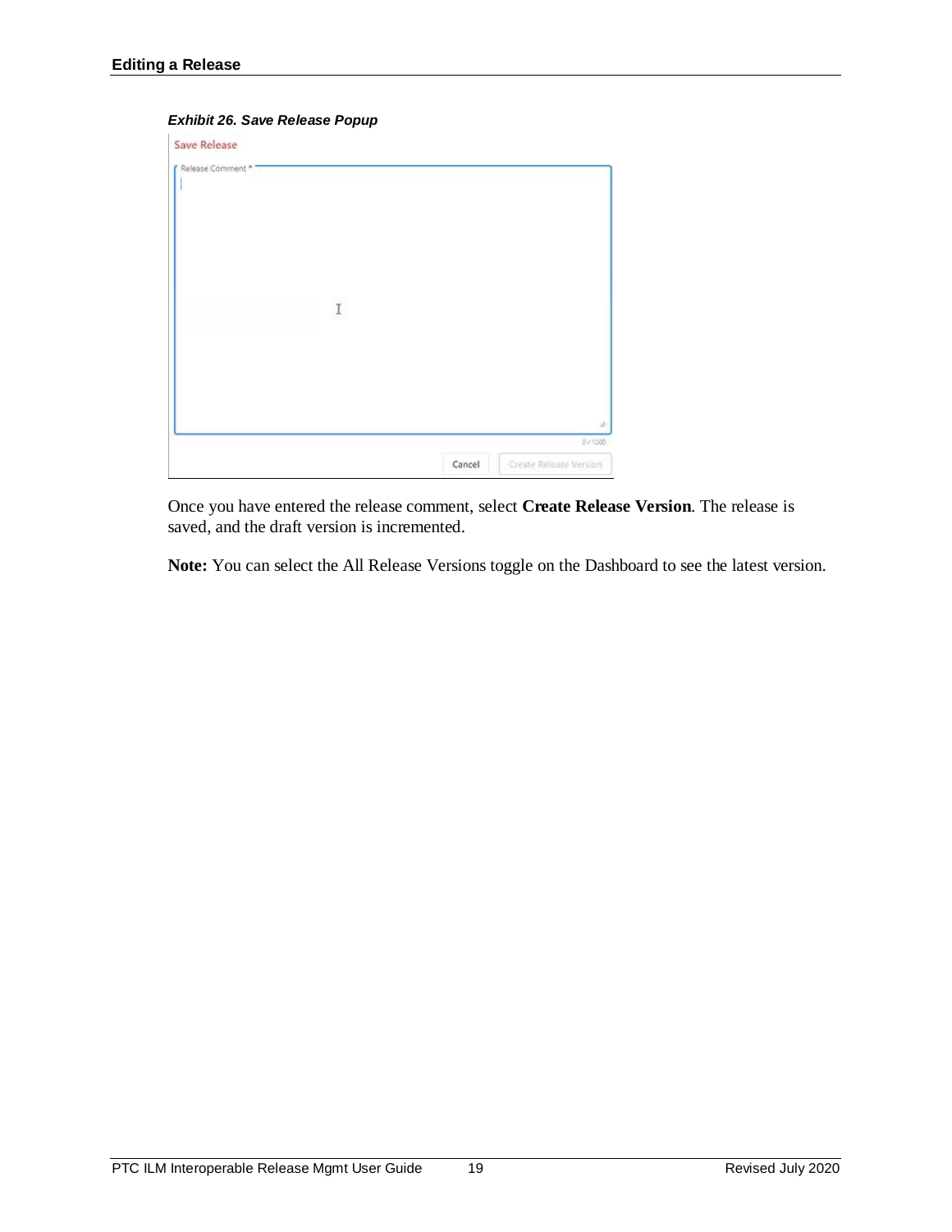*Exhibit 26. Save Release Popup*

Once you have entered the release comment, select **Create Release Version**. The release is saved, and the draft version is incremented.

**Note:** You can select the All Release Versions toggle on the Dashboard to see the latest version.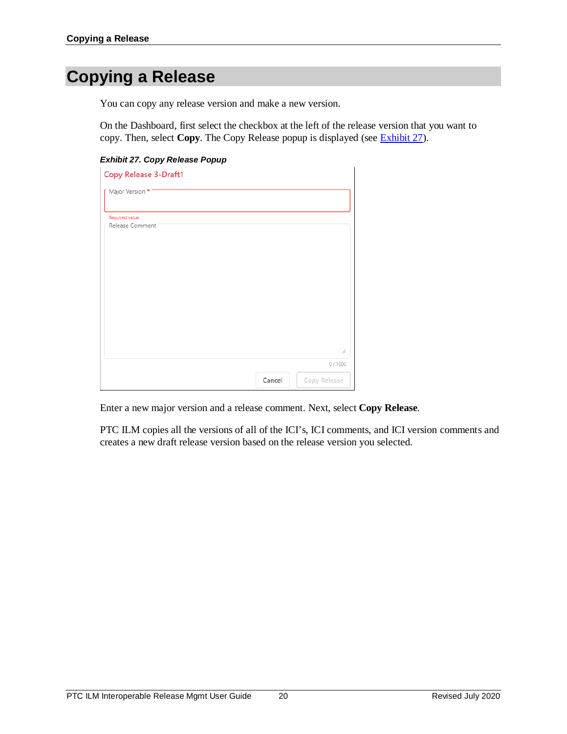# Copying a Release

You can copy any release version and make a new version.

On the Dashboard, first select the checkbox at the left of the release version that you want to copy. Then, select **Copy**. The Copy Release popup is displayed (see Exhibit 27).

***Exhibit 27. Copy Release Popup***

Copy Release 3-Draft1

Major Version *

Required value

Release Comment

0 / 1000

Cancel Copy Release

Enter a new major version and a release comment. Next, select **Copy Release**.

PTC ILM copies all the versions of all of the ICI's, ICI comments, and ICI version comments and creates a new draft release version based on the release version you selected.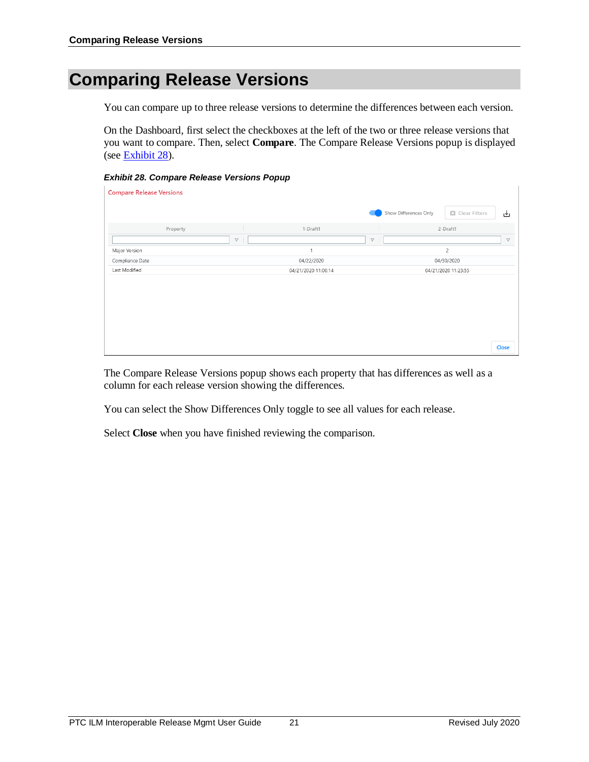# Comparing Release Versions

You can compare up to three release versions to determine the differences between each version.

On the Dashboard, first select the checkboxes at the left of the two or three release versions that you want to compare. Then, select **Compare**. The Compare Release Versions popup is displayed (see Exhibit 28).

***Exhibit 28. Compare Release Versions Popup***

Compare Release Versions

Show Differences Only | Clear Filters

| Property | 1-Draft1 | 2-Draft1 |
|---|---|---|
| Major Version | 1 | 2 |
| Compliance Date | 04/22/2020 | 04/30/2020 |
| Last Modified | 04/21/2020 11:00:14 | 04/21/2020 11:23:55 |

Close

The Compare Release Versions popup shows each property that has differences as well as a column for each release version showing the differences.

You can select the Show Differences Only toggle to see all values for each release.

Select **Close** when you have finished reviewing the comparison.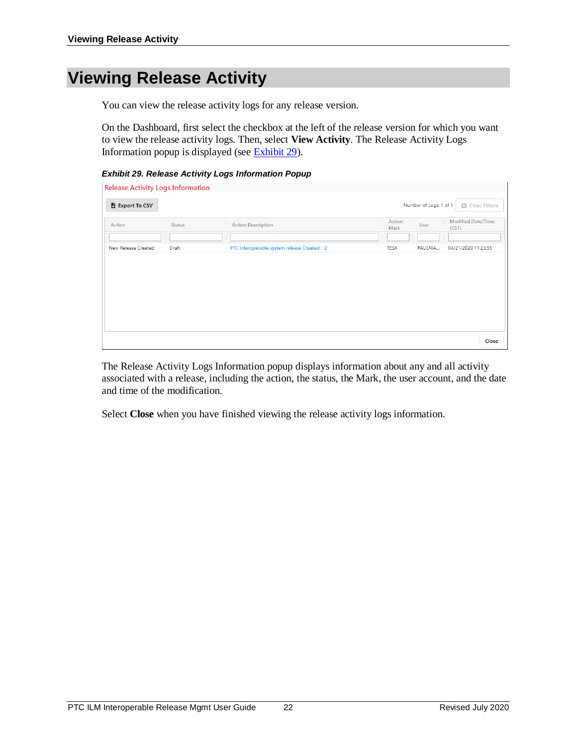# Viewing Release Activity

You can view the release activity logs for any release version.

On the Dashboard, first select the checkbox at the left of the release version for which you want to view the release activity logs. Then, select **View Activity**. The Release Activity Logs Information popup is displayed (see Exhibit 29).

***Exhibit 29. Release Activity Logs Information Popup***

Release Activity Logs Information

Export To CSV

Number of Logs: 1 of 1

Clear Filters

| Action | Status | Action Description | Action Mark | User | Modified Date/Time (CST) |
|---|---|---|---|---|---|
| New Release Created | Draft | PTC Interoperable system release Created : '2' | TESX | PAULMA... | 04/21/2020 11:23:55 |

Close

The Release Activity Logs Information popup displays information about any and all activity associated with a release, including the action, the status, the Mark, the user account, and the date and time of the modification.

Select **Close** when you have finished viewing the release activity logs information.